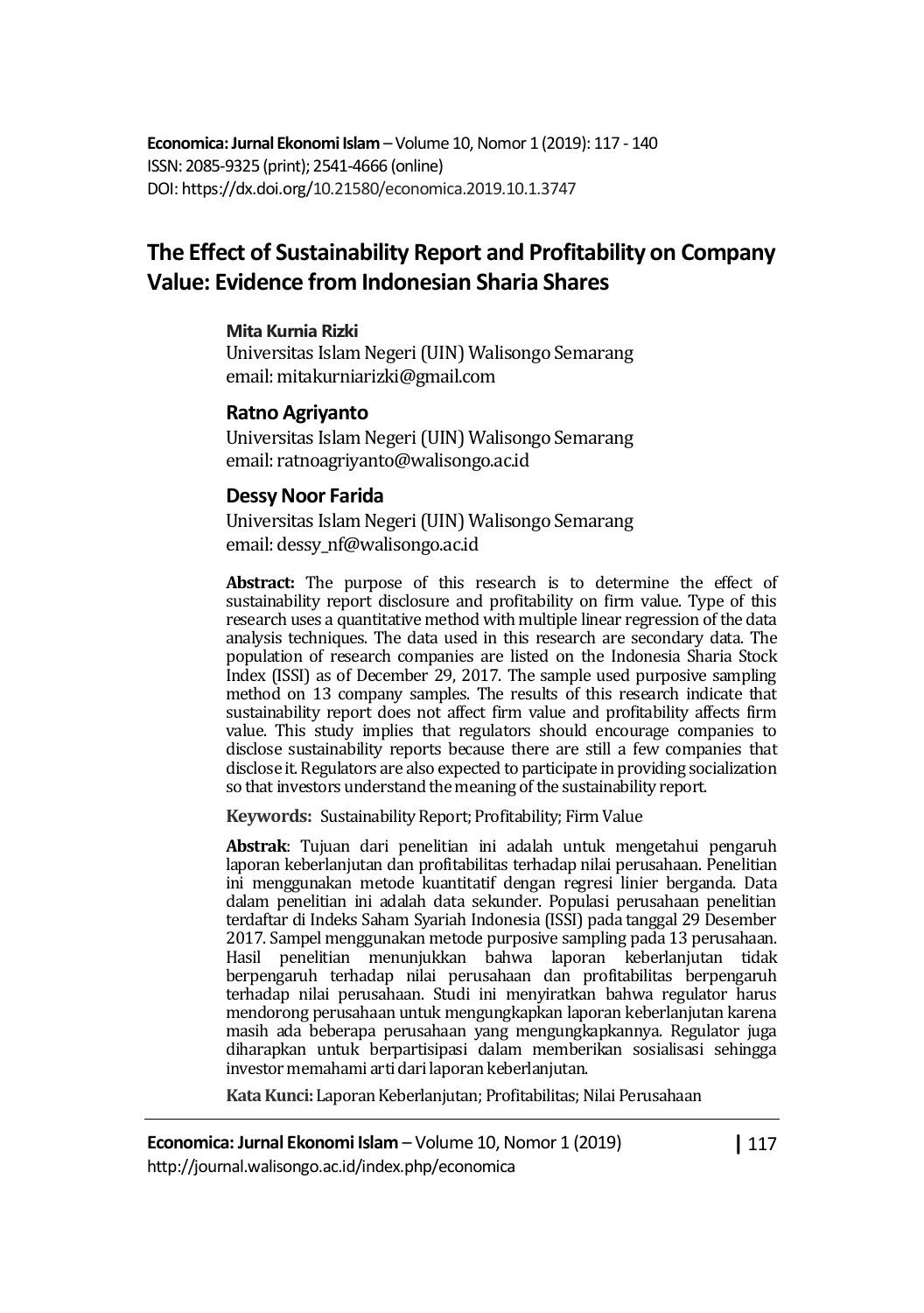Economica: Jurnal Ekonomi Islam – Volume 10, Nomor 1 (2019): 117 - 140
ISSN: 2085-9325 (print); 2541-4666 (online)
DOI: https://dx.doi.org/10.21580/economica.2019.10.1.3747

# The Effect of Sustainability Report and Profitability on Company Value: Evidence from Indonesian Sharia Shares

**Mita Kurnia Rizki**
Universitas Islam Negeri (UIN) Walisongo Semarang
email: mitakurniarizki@gmail.com

**Ratno Agriyanto**
Universitas Islam Negeri (UIN) Walisongo Semarang
email: ratnoagriyanto@walisongo.ac.id

**Dessy Noor Farida**
Universitas Islam Negeri (UIN) Walisongo Semarang
email: dessy_nf@walisongo.ac.id

**Abstract:** The purpose of this research is to determine the effect of sustainability report disclosure and profitability on firm value. Type of this research uses a quantitative method with multiple linear regression of the data analysis techniques. The data used in this research are secondary data. The population of research companies are listed on the Indonesia Sharia Stock Index (ISSI) as of December 29, 2017. The sample used purposive sampling method on 13 company samples. The results of this research indicate that sustainability report does not affect firm value and profitability affects firm value. This study implies that regulators should encourage companies to disclose sustainability reports because there are still a few companies that disclose it. Regulators are also expected to participate in providing socialization so that investors understand the meaning of the sustainability report.

**Keywords:** Sustainability Report; Profitability; Firm Value

**Abstrak**: Tujuan dari penelitian ini adalah untuk mengetahui pengaruh laporan keberlanjutan dan profitabilitas terhadap nilai perusahaan. Penelitian ini menggunakan metode kuantitatif dengan regresi linier berganda. Data dalam penelitian ini adalah data sekunder. Populasi perusahaan penelitian terdaftar di Indeks Saham Syariah Indonesia (ISSI) pada tanggal 29 Desember 2017. Sampel menggunakan metode purposive sampling pada 13 perusahaan. Hasil penelitian menunjukkan bahwa laporan keberlanjutan tidak berpengaruh terhadap nilai perusahaan dan profitabilitas berpengaruh terhadap nilai perusahaan. Studi ini menyiratkan bahwa regulator harus mendorong perusahaan untuk mengungkapkan laporan keberlanjutan karena masih ada beberapa perusahaan yang mengungkapkannya. Regulator juga diharapkan untuk berpartisipasi dalam memberikan sosialisasi sehingga investor memahami arti dari laporan keberlanjutan.

**Kata Kunci:** Laporan Keberlanjutan; Profitabilitas; Nilai Perusahaan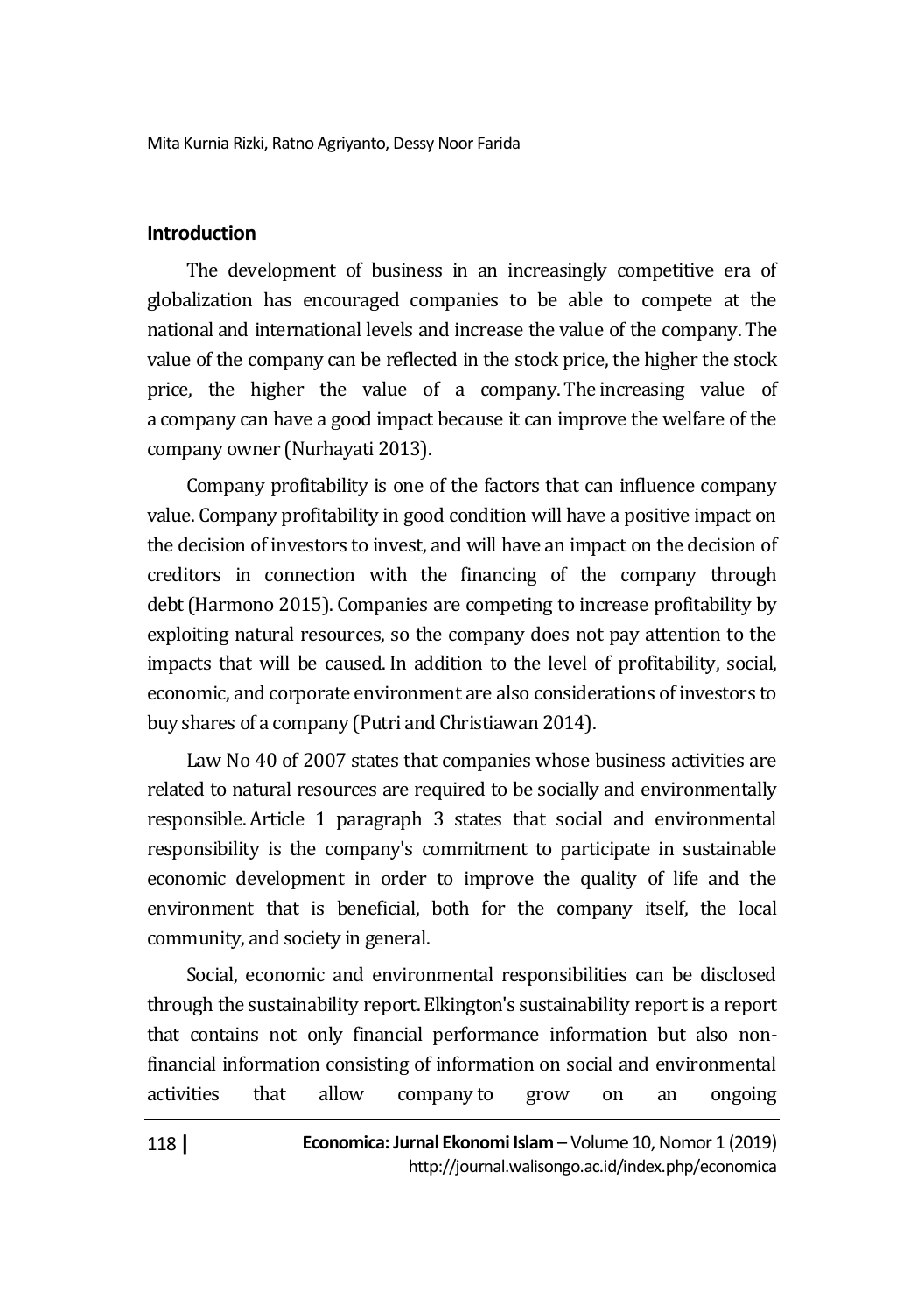## Introduction

The development of business in an increasingly competitive era of globalization has encouraged companies to be able to compete at the national and international levels and increase the value of the company. The value of the company can be reflected in the stock price, the higher the stock price, the higher the value of a company. The increasing value of a company can have a good impact because it can improve the welfare of the company owner (Nurhayati 2013).

Company profitability is one of the factors that can influence company value. Company profitability in good condition will have a positive impact on the decision of investors to invest, and will have an impact on the decision of creditors in connection with the financing of the company through debt (Harmono 2015). Companies are competing to increase profitability by exploiting natural resources, so the company does not pay attention to the impacts that will be caused. In addition to the level of profitability, social, economic, and corporate environment are also considerations of investors to buy shares of a company (Putri and Christiawan 2014).

Law No 40 of 2007 states that companies whose business activities are related to natural resources are required to be socially and environmentally responsible. Article 1 paragraph 3 states that social and environmental responsibility is the company's commitment to participate in sustainable economic development in order to improve the quality of life and the environment that is beneficial, both for the company itself, the local community, and society in general.

Social, economic and environmental responsibilities can be disclosed through the sustainability report. Elkington's sustainability report is a report that contains not only financial performance information but also non-financial information consisting of information on social and environmental activities that allow company to grow on an ongoing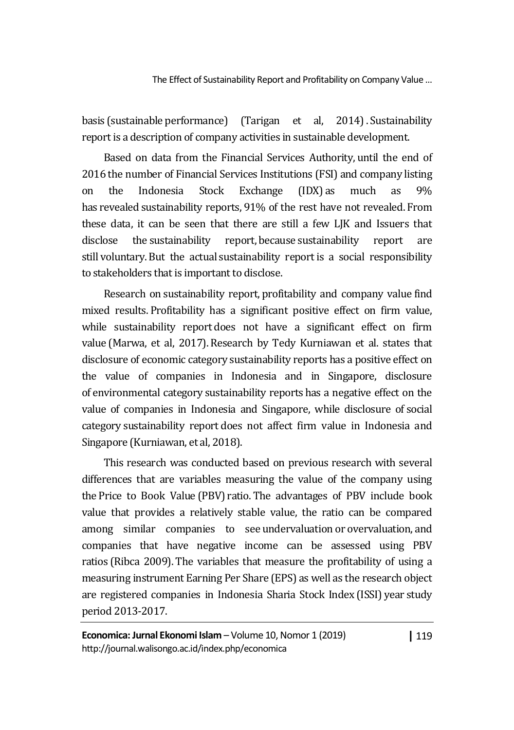basis (sustainable performance) (Tarigan et al, 2014) . Sustainability report is a description of company activities in sustainable development.

Based on data from the Financial Services Authority, until the end of 2016 the number of Financial Services Institutions (FSI) and company listing on the Indonesia Stock Exchange (IDX) as much as 9% has revealed sustainability reports, 91% of the rest have not revealed. From these data, it can be seen that there are still a few LJK and Issuers that disclose the sustainability report, because sustainability report are still voluntary. But the actual sustainability report is a social responsibility to stakeholders that is important to disclose.

Research on sustainability report, profitability and company value find mixed results. Profitability has a significant positive effect on firm value, while sustainability report does not have a significant effect on firm value (Marwa, et al, 2017). Research by Tedy Kurniawan et al. states that disclosure of economic category sustainability reports has a positive effect on the value of companies in Indonesia and in Singapore, disclosure of environmental category sustainability reports has a negative effect on the value of companies in Indonesia and Singapore, while disclosure of social category sustainability report does not affect firm value in Indonesia and Singapore (Kurniawan, et al, 2018).

This research was conducted based on previous research with several differences that are variables measuring the value of the company using the Price to Book Value (PBV) ratio. The advantages of PBV include book value that provides a relatively stable value, the ratio can be compared among similar companies to see undervaluation or overvaluation, and companies that have negative income can be assessed using PBV ratios (Ribca 2009). The variables that measure the profitability of using a measuring instrument Earning Per Share (EPS) as well as the research object are registered companies in Indonesia Sharia Stock Index (ISSI) year study period 2013-2017.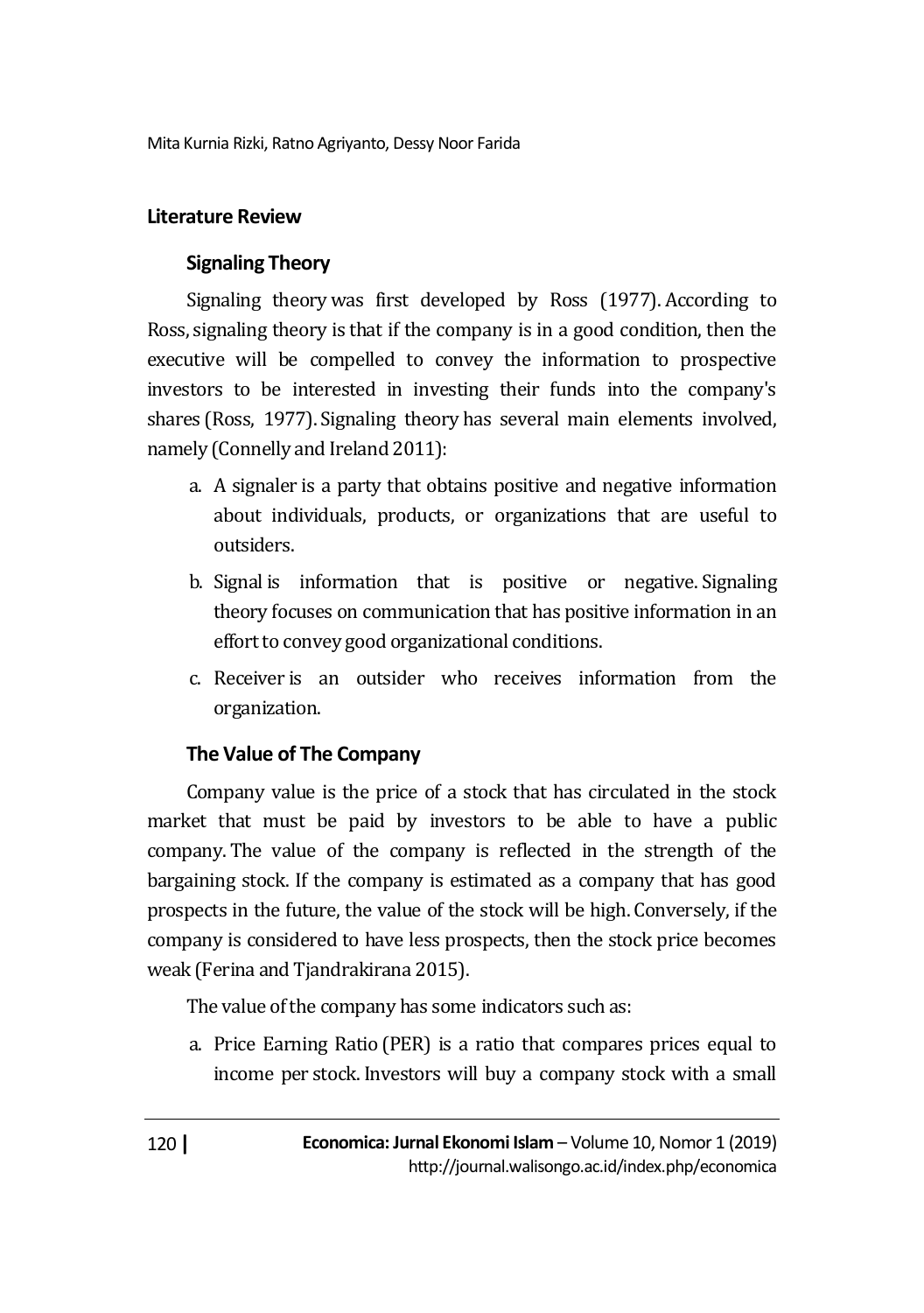## Literature Review

### Signaling Theory

Signaling theory was first developed by Ross (1977). According to Ross, signaling theory is that if the company is in a good condition, then the executive will be compelled to convey the information to prospective investors to be interested in investing their funds into the company's shares (Ross, 1977). Signaling theory has several main elements involved, namely (Connelly and Ireland 2011):

a. A signaler is a party that obtains positive and negative information about individuals, products, or organizations that are useful to outsiders.
b. Signal is information that is positive or negative. Signaling theory focuses on communication that has positive information in an effort to convey good organizational conditions.
c. Receiver is an outsider who receives information from the organization.

### The Value of The Company

Company value is the price of a stock that has circulated in the stock market that must be paid by investors to be able to have a public company. The value of the company is reflected in the strength of the bargaining stock. If the company is estimated as a company that has good prospects in the future, the value of the stock will be high. Conversely, if the company is considered to have less prospects, then the stock price becomes weak (Ferina and Tjandrakirana 2015).

The value of the company has some indicators such as:

a. Price Earning Ratio (PER) is a ratio that compares prices equal to income per stock. Investors will buy a company stock with a small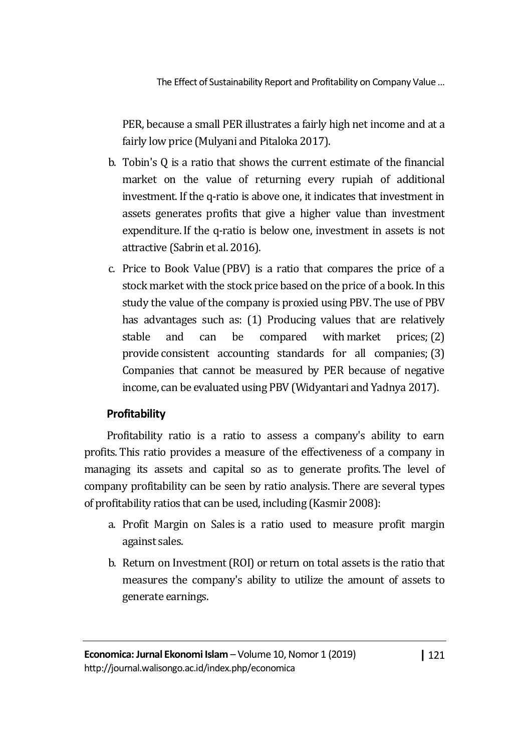PER, because a small PER illustrates a fairly high net income and at a fairly low price (Mulyani and Pitaloka 2017).

b. Tobin's Q is a ratio that shows the current estimate of the financial market on the value of returning every rupiah of additional investment. If the q-ratio is above one, it indicates that investment in assets generates profits that give a higher value than investment expenditure. If the q-ratio is below one, investment in assets is not attractive (Sabrin et al. 2016).

c. Price to Book Value (PBV) is a ratio that compares the price of a stock market with the stock price based on the price of a book. In this study the value of the company is proxied using PBV. The use of PBV has advantages such as: (1) Producing values that are relatively stable and can be compared with market prices; (2) provide consistent accounting standards for all companies; (3) Companies that cannot be measured by PER because of negative income, can be evaluated using PBV (Widyantari and Yadnya 2017).

### Profitability

Profitability ratio is a ratio to assess a company's ability to earn profits. This ratio provides a measure of the effectiveness of a company in managing its assets and capital so as to generate profits. The level of company profitability can be seen by ratio analysis. There are several types of profitability ratios that can be used, including (Kasmir 2008):

a. Profit Margin on Sales is a ratio used to measure profit margin against sales.

b. Return on Investment (ROI) or return on total assets is the ratio that measures the company's ability to utilize the amount of assets to generate earnings.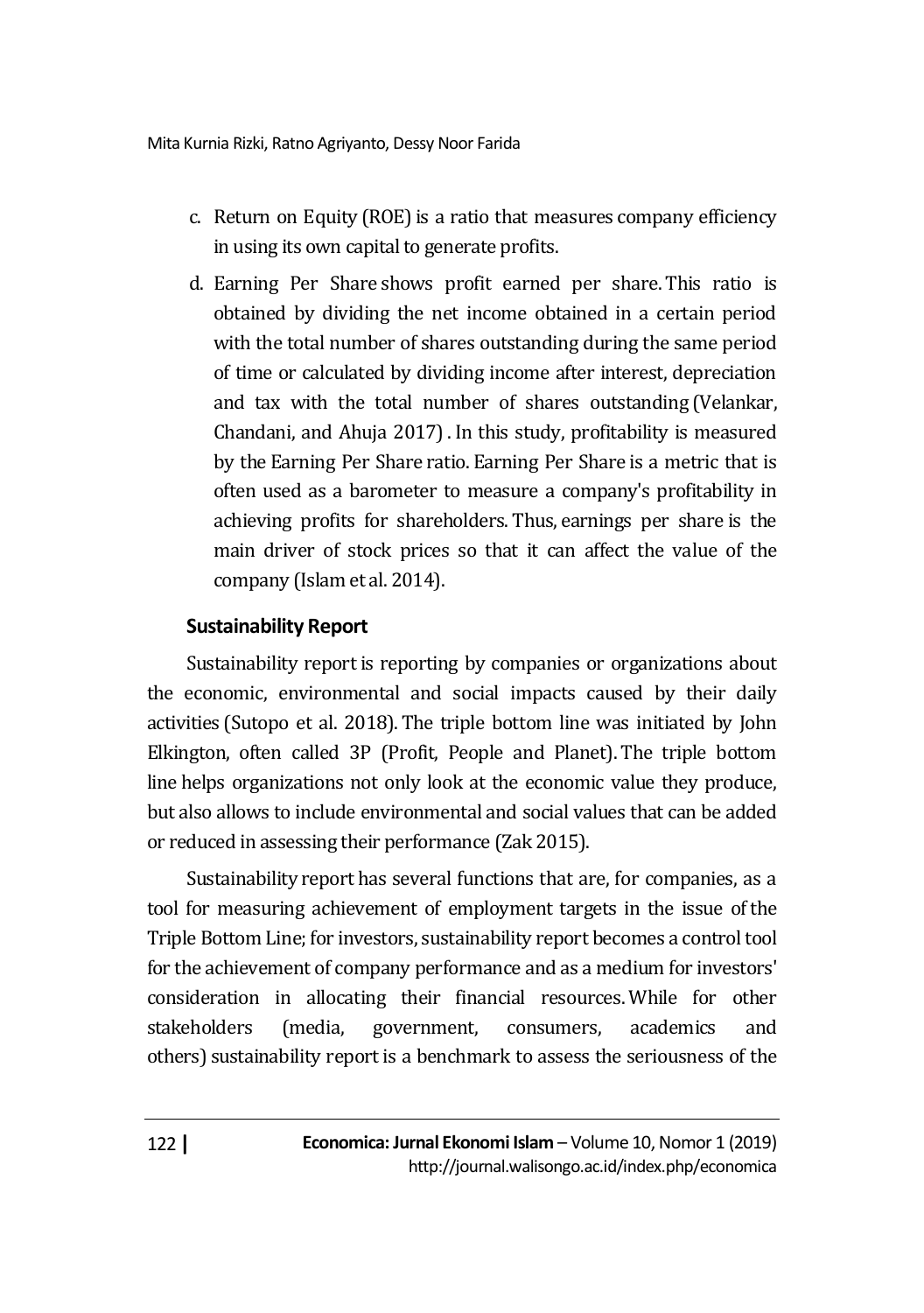c. Return on Equity (ROE) is a ratio that measures company efficiency in using its own capital to generate profits.

d. Earning Per Share shows profit earned per share. This ratio is obtained by dividing the net income obtained in a certain period with the total number of shares outstanding during the same period of time or calculated by dividing income after interest, depreciation and tax with the total number of shares outstanding (Velankar, Chandani, and Ahuja 2017) . In this study, profitability is measured by the Earning Per Share ratio. Earning Per Share is a metric that is often used as a barometer to measure a company's profitability in achieving profits for shareholders. Thus, earnings per share is the main driver of stock prices so that it can affect the value of the company (Islam et al. 2014).

### Sustainability Report

Sustainability report is reporting by companies or organizations about the economic, environmental and social impacts caused by their daily activities (Sutopo et al. 2018). The triple bottom line was initiated by John Elkington, often called 3P (Profit, People and Planet). The triple bottom line helps organizations not only look at the economic value they produce, but also allows to include environmental and social values that can be added or reduced in assessing their performance (Zak 2015).

Sustainability report has several functions that are, for companies, as a tool for measuring achievement of employment targets in the issue of the Triple Bottom Line; for investors, sustainability report becomes a control tool for the achievement of company performance and as a medium for investors' consideration in allocating their financial resources. While for other stakeholders (media, government, consumers, academics and others) sustainability report is a benchmark to assess the seriousness of the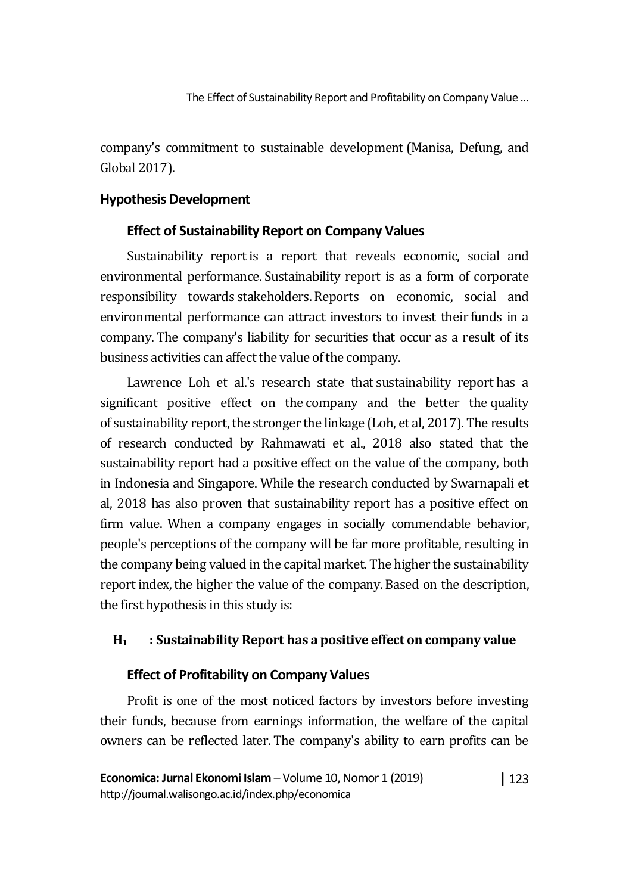company's commitment to sustainable development (Manisa, Defung, and Global 2017).

## Hypothesis Development

### Effect of Sustainability Report on Company Values

Sustainability report is a report that reveals economic, social and environmental performance. Sustainability report is as a form of corporate responsibility towards stakeholders. Reports on economic, social and environmental performance can attract investors to invest their funds in a company. The company's liability for securities that occur as a result of its business activities can affect the value of the company.

Lawrence Loh et al.'s research state that sustainability report has a significant positive effect on the company and the better the quality of sustainability report, the stronger the linkage (Loh, et al, 2017). The results of research conducted by Rahmawati et al., 2018 also stated that the sustainability report had a positive effect on the value of the company, both in Indonesia and Singapore. While the research conducted by Swarnapali et al, 2018 has also proven that sustainability report has a positive effect on firm value. When a company engages in socially commendable behavior, people's perceptions of the company will be far more profitable, resulting in the company being valued in the capital market. The higher the sustainability report index, the higher the value of the company. Based on the description, the first hypothesis in this study is:

**$H_1$ : Sustainability Report has a positive effect on company value**

### Effect of Profitability on Company Values

Profit is one of the most noticed factors by investors before investing their funds, because from earnings information, the welfare of the capital owners can be reflected later. The company's ability to earn profits can be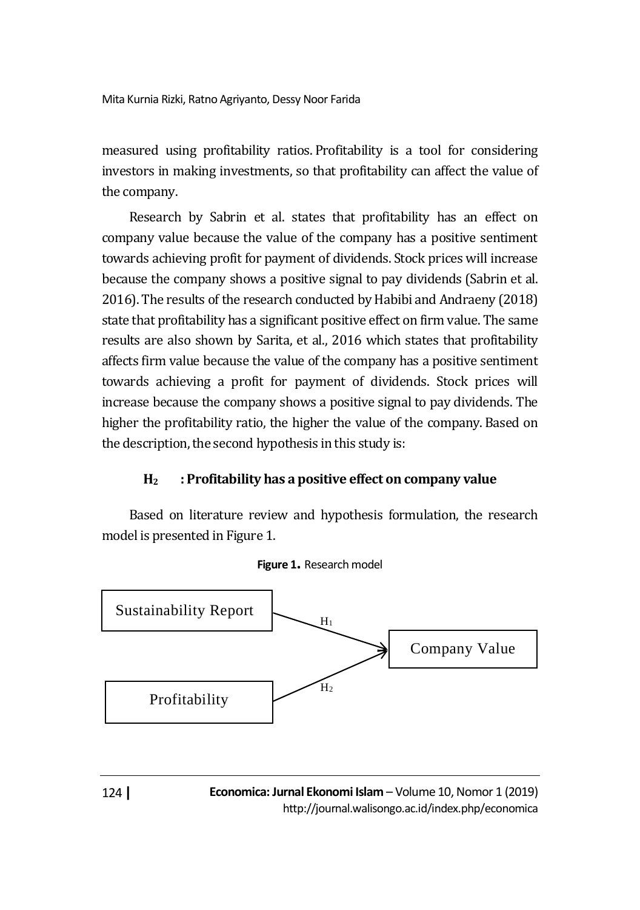measured using profitability ratios. Profitability is a tool for considering investors in making investments, so that profitability can affect the value of the company.

Research by Sabrin et al. states that profitability has an effect on company value because the value of the company has a positive sentiment towards achieving profit for payment of dividends. Stock prices will increase because the company shows a positive signal to pay dividends (Sabrin et al. 2016). The results of the research conducted by Habibi and Andraeny (2018) state that profitability has a significant positive effect on firm value. The same results are also shown by Sarita, et al., 2016 which states that profitability affects firm value because the value of the company has a positive sentiment towards achieving a profit for payment of dividends. Stock prices will increase because the company shows a positive signal to pay dividends. The higher the profitability ratio, the higher the value of the company. Based on the description, the second hypothesis in this study is:

**$H_2$ : Profitability has a positive effect on company value**

Based on literature review and hypothesis formulation, the research model is presented in Figure 1.

**Figure 1.** Research model

Sustainability Report → ($H_1$) → Company Value

Profitability → ($H_2$) → Company Value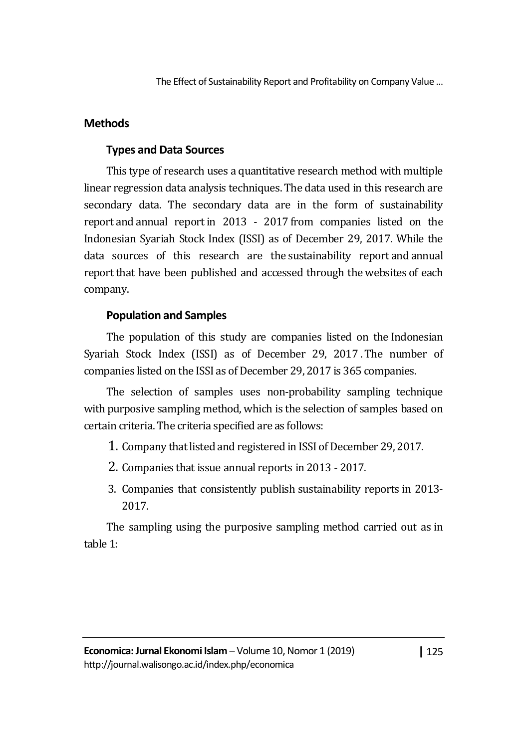## Methods

### Types and Data Sources

This type of research uses a quantitative research method with multiple linear regression data analysis techniques. The data used in this research are secondary data. The secondary data are in the form of sustainability report and annual report in 2013 - 2017 from companies listed on the Indonesian Syariah Stock Index (ISSI) as of December 29, 2017. While the data sources of this research are the sustainability report and annual report that have been published and accessed through the websites of each company.

### Population and Samples

The population of this study are companies listed on the Indonesian Syariah Stock Index (ISSI) as of December 29, 2017 . The number of companies listed on the ISSI as of December 29, 2017 is 365 companies.

The selection of samples uses non-probability sampling technique with purposive sampling method, which is the selection of samples based on certain criteria. The criteria specified are as follows:

1. Company that listed and registered in ISSI of December 29, 2017.
2. Companies that issue annual reports in 2013 - 2017.
3. Companies that consistently publish sustainability reports in 2013-2017.

The sampling using the purposive sampling method carried out as in table 1: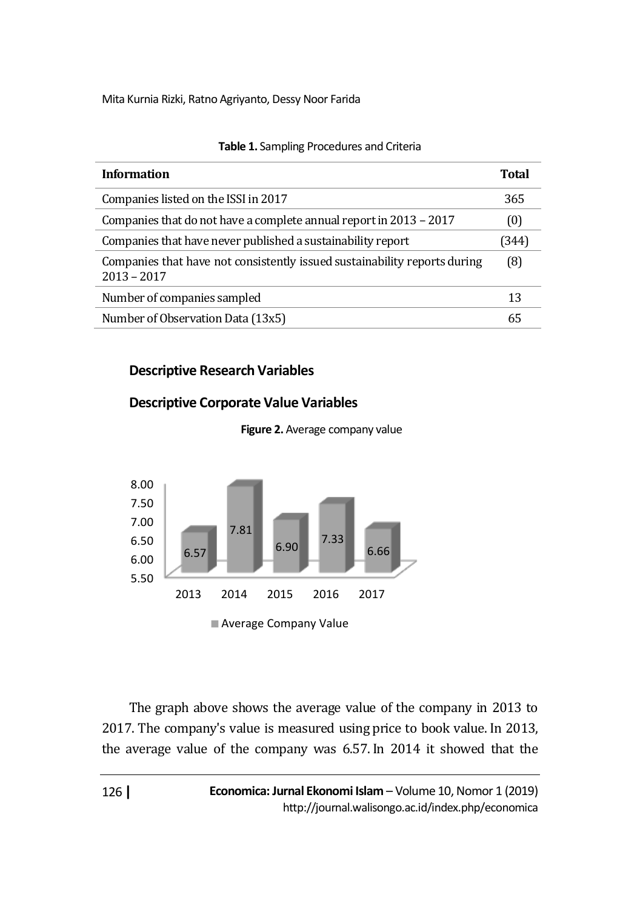**Table 1.** Sampling Procedures and Criteria

| Information | Total |
|---|---|
| Companies listed on the ISSI in 2017 | 365 |
| Companies that do not have a complete annual report in 2013 – 2017 | (0) |
| Companies that have never published a sustainability report | (344) |
| Companies that have not consistently issued sustainability reports during 2013 – 2017 | (8) |
| Number of companies sampled | 13 |
| Number of Observation Data (13x5) | 65 |

### Descriptive Research Variables

### Descriptive Corporate Value Variables

**Figure 2.** Average company value

The graph above shows the average value of the company in 2013 to 2017. The company's value is measured using price to book value. In 2013, the average value of the company was 6.57. In 2014 it showed that the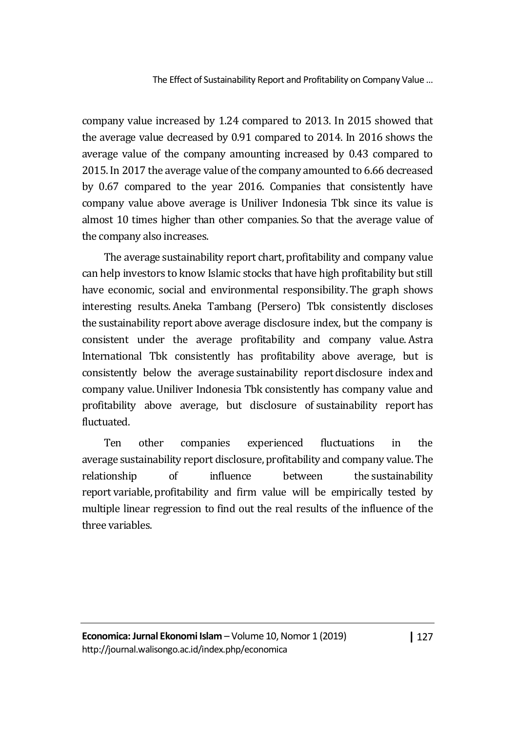company value increased by 1.24 compared to 2013. In 2015 showed that the average value decreased by 0.91 compared to 2014. In 2016 shows the average value of the company amounting increased by 0.43 compared to 2015. In 2017 the average value of the company amounted to 6.66 decreased by 0.67 compared to the year 2016. Companies that consistently have company value above average is Uniliver Indonesia Tbk since its value is almost 10 times higher than other companies. So that the average value of the company also increases.

The average sustainability report chart, profitability and company value can help investors to know Islamic stocks that have high profitability but still have economic, social and environmental responsibility. The graph shows interesting results. Aneka Tambang (Persero) Tbk consistently discloses the sustainability report above average disclosure index, but the company is consistent under the average profitability and company value. Astra International Tbk consistently has profitability above average, but is consistently below the average sustainability report disclosure index and company value. Uniliver Indonesia Tbk consistently has company value and profitability above average, but disclosure of sustainability report has fluctuated.

Ten other companies experienced fluctuations in the average sustainability report disclosure, profitability and company value. The relationship of influence between the sustainability report variable, profitability and firm value will be empirically tested by multiple linear regression to find out the real results of the influence of the three variables.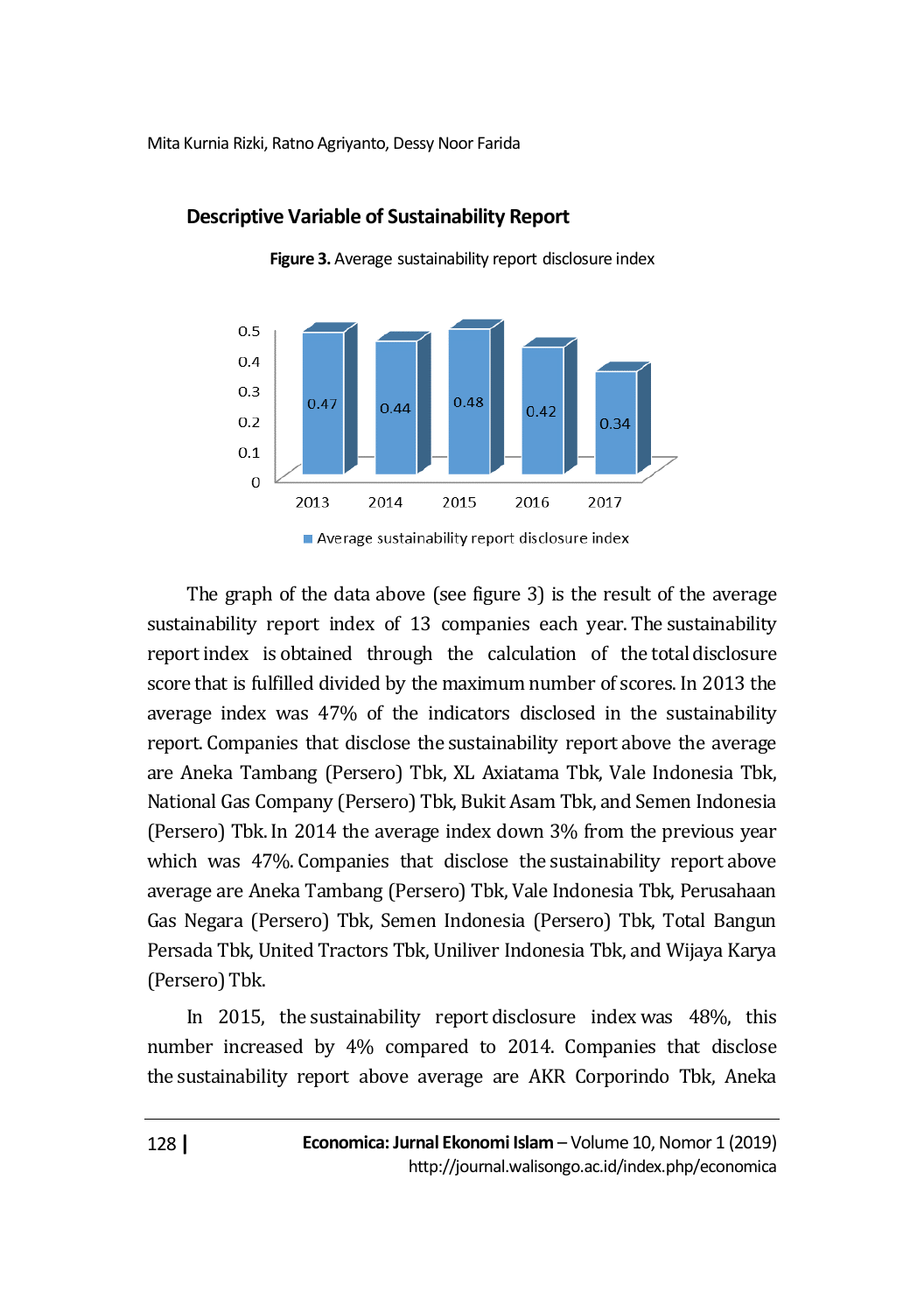## Descriptive Variable of Sustainability Report

**Figure 3.** Average sustainability report disclosure index

| Year | Average sustainability report disclosure index |
|---|---|
| 2013 | 0.47 |
| 2014 | 0.44 |
| 2015 | 0.48 |
| 2016 | 0.42 |
| 2017 | 0.34 |

The graph of the data above (see figure 3) is the result of the average sustainability report index of 13 companies each year. The sustainability report index is obtained through the calculation of the total disclosure score that is fulfilled divided by the maximum number of scores. In 2013 the average index was 47% of the indicators disclosed in the sustainability report. Companies that disclose the sustainability report above the average are Aneka Tambang (Persero) Tbk, XL Axiatama Tbk, Vale Indonesia Tbk, National Gas Company (Persero) Tbk, Bukit Asam Tbk, and Semen Indonesia (Persero) Tbk. In 2014 the average index down 3% from the previous year which was 47%. Companies that disclose the sustainability report above average are Aneka Tambang (Persero) Tbk, Vale Indonesia Tbk, Perusahaan Gas Negara (Persero) Tbk, Semen Indonesia (Persero) Tbk, Total Bangun Persada Tbk, United Tractors Tbk, Uniliver Indonesia Tbk, and Wijaya Karya (Persero) Tbk.

In 2015, the sustainability report disclosure index was 48%, this number increased by 4% compared to 2014. Companies that disclose the sustainability report above average are AKR Corporindo Tbk, Aneka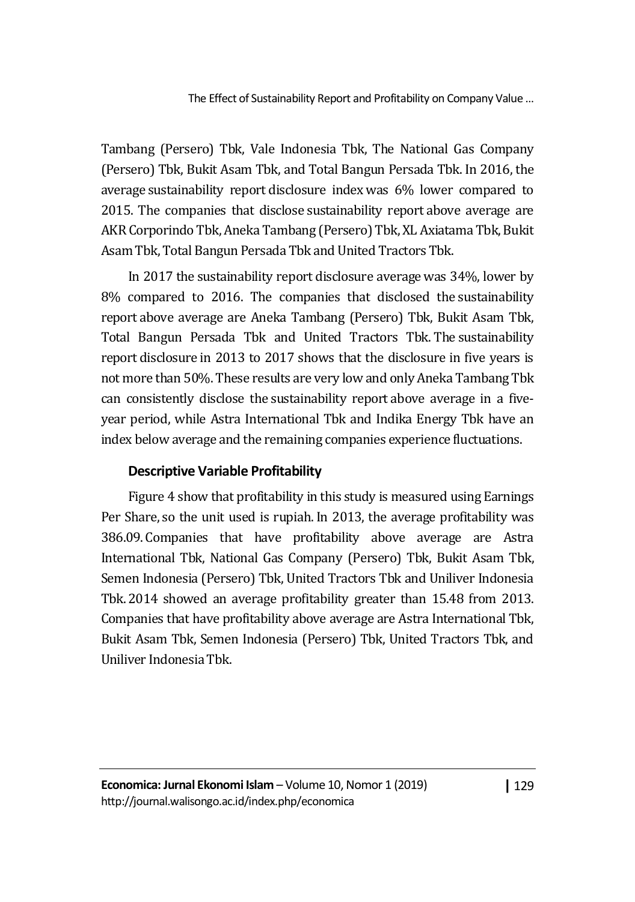Tambang (Persero) Tbk, Vale Indonesia Tbk, The National Gas Company (Persero) Tbk, Bukit Asam Tbk, and Total Bangun Persada Tbk. In 2016, the average sustainability report disclosure index was 6% lower compared to 2015. The companies that disclose sustainability report above average are AKR Corporindo Tbk, Aneka Tambang (Persero) Tbk, XL Axiatama Tbk, Bukit Asam Tbk, Total Bangun Persada Tbk and United Tractors Tbk.

In 2017 the sustainability report disclosure average was 34%, lower by 8% compared to 2016. The companies that disclosed the sustainability report above average are Aneka Tambang (Persero) Tbk, Bukit Asam Tbk, Total Bangun Persada Tbk and United Tractors Tbk. The sustainability report disclosure in 2013 to 2017 shows that the disclosure in five years is not more than 50%. These results are very low and only Aneka Tambang Tbk can consistently disclose the sustainability report above average in a five-year period, while Astra International Tbk and Indika Energy Tbk have an index below average and the remaining companies experience fluctuations.

### Descriptive Variable Profitability

Figure 4 show that profitability in this study is measured using Earnings Per Share, so the unit used is rupiah. In 2013, the average profitability was 386.09. Companies that have profitability above average are Astra International Tbk, National Gas Company (Persero) Tbk, Bukit Asam Tbk, Semen Indonesia (Persero) Tbk, United Tractors Tbk and Uniliver Indonesia Tbk. 2014 showed an average profitability greater than 15.48 from 2013. Companies that have profitability above average are Astra International Tbk, Bukit Asam Tbk, Semen Indonesia (Persero) Tbk, United Tractors Tbk, and Uniliver Indonesia Tbk.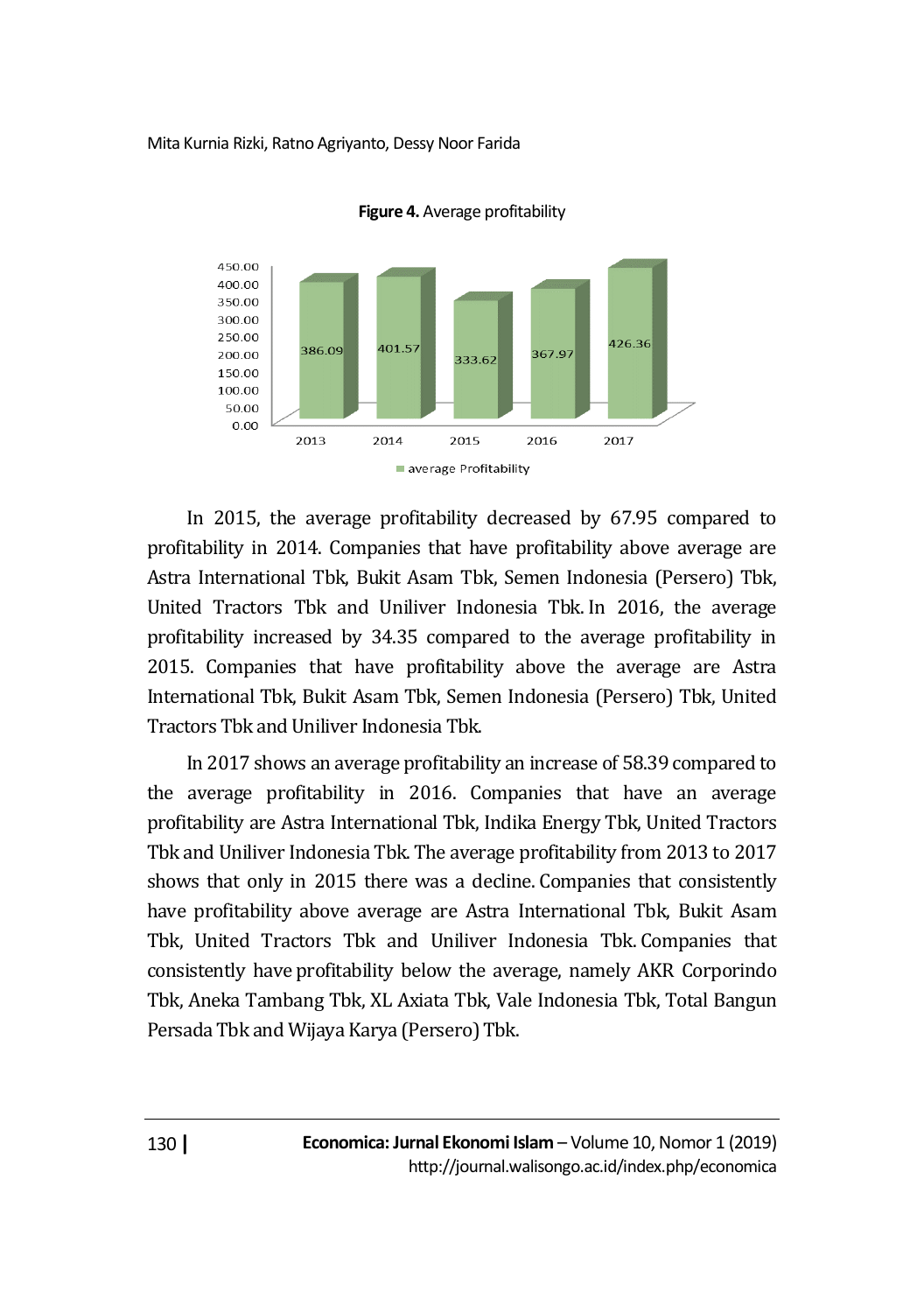**Figure 4.** Average profitability

In 2015, the average profitability decreased by 67.95 compared to profitability in 2014. Companies that have profitability above average are Astra International Tbk, Bukit Asam Tbk, Semen Indonesia (Persero) Tbk, United Tractors Tbk and Uniliver Indonesia Tbk. In 2016, the average profitability increased by 34.35 compared to the average profitability in 2015. Companies that have profitability above the average are Astra International Tbk, Bukit Asam Tbk, Semen Indonesia (Persero) Tbk, United Tractors Tbk and Uniliver Indonesia Tbk.

In 2017 shows an average profitability an increase of 58.39 compared to the average profitability in 2016. Companies that have an average profitability are Astra International Tbk, Indika Energy Tbk, United Tractors Tbk and Uniliver Indonesia Tbk. The average profitability from 2013 to 2017 shows that only in 2015 there was a decline. Companies that consistently have profitability above average are Astra International Tbk, Bukit Asam Tbk, United Tractors Tbk and Uniliver Indonesia Tbk. Companies that consistently have profitability below the average, namely AKR Corporindo Tbk, Aneka Tambang Tbk, XL Axiata Tbk, Vale Indonesia Tbk, Total Bangun Persada Tbk and Wijaya Karya (Persero) Tbk.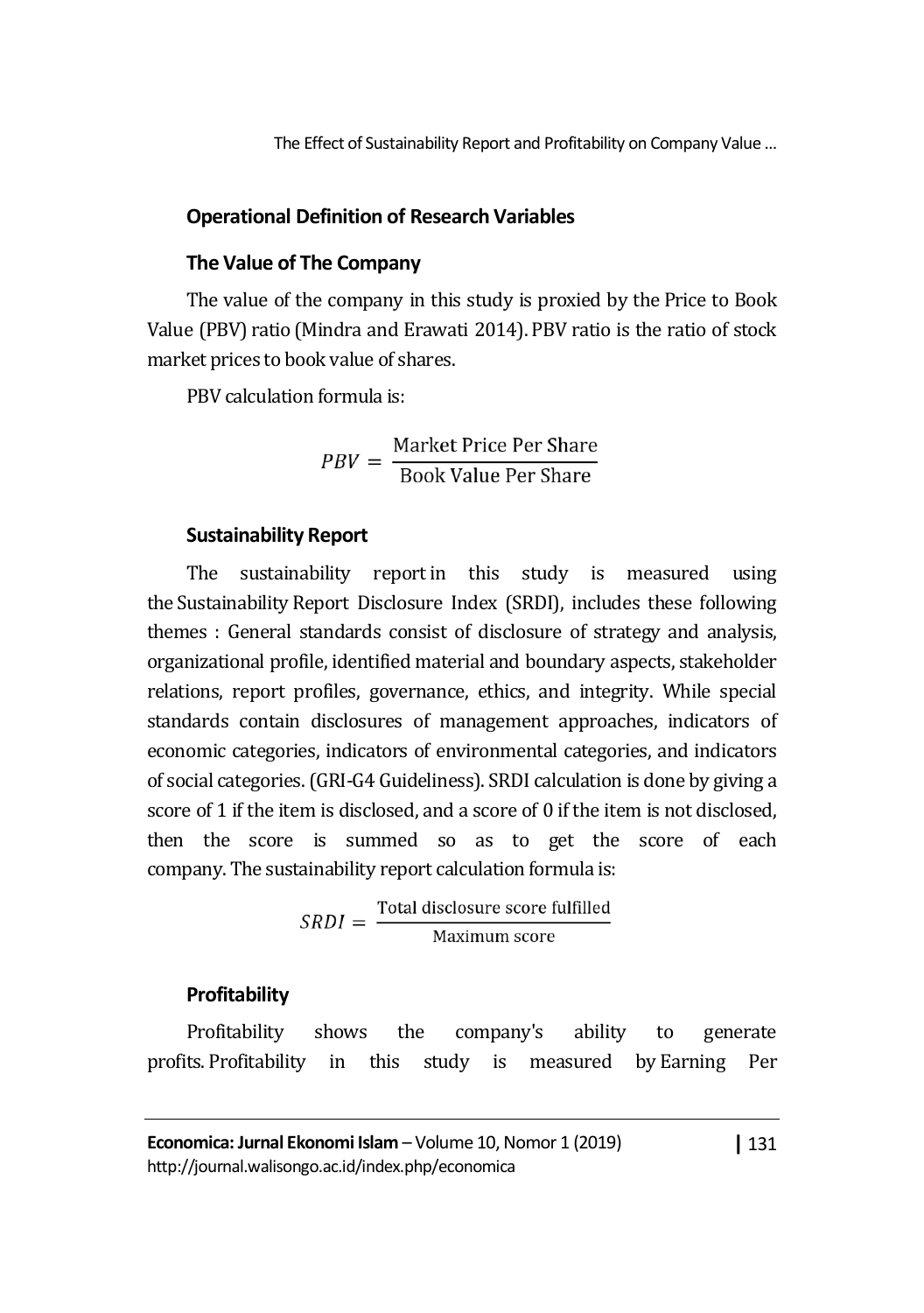## Operational Definition of Research Variables

### The Value of The Company

The value of the company in this study is proxied by the Price to Book Value (PBV) ratio (Mindra and Erawati 2014). PBV ratio is the ratio of stock market prices to book value of shares.

PBV calculation formula is:

$$PBV = \frac{\text{Market Price Per Share}}{\text{Book Value Per Share}}$$

### Sustainability Report

The sustainability report in this study is measured using the Sustainability Report Disclosure Index (SRDI), includes these following themes : General standards consist of disclosure of strategy and analysis, organizational profile, identified material and boundary aspects, stakeholder relations, report profiles, governance, ethics, and integrity. While special standards contain disclosures of management approaches, indicators of economic categories, indicators of environmental categories, and indicators of social categories. (GRI-G4 Guideliness). SRDI calculation is done by giving a score of 1 if the item is disclosed, and a score of 0 if the item is not disclosed, then the score is summed so as to get the score of each company. The sustainability report calculation formula is:

$$SRDI = \frac{\text{Total disclosure score fulfilled}}{\text{Maximum score}}$$

### Profitability

Profitability shows the company's ability to generate profits. Profitability in this study is measured by Earning Per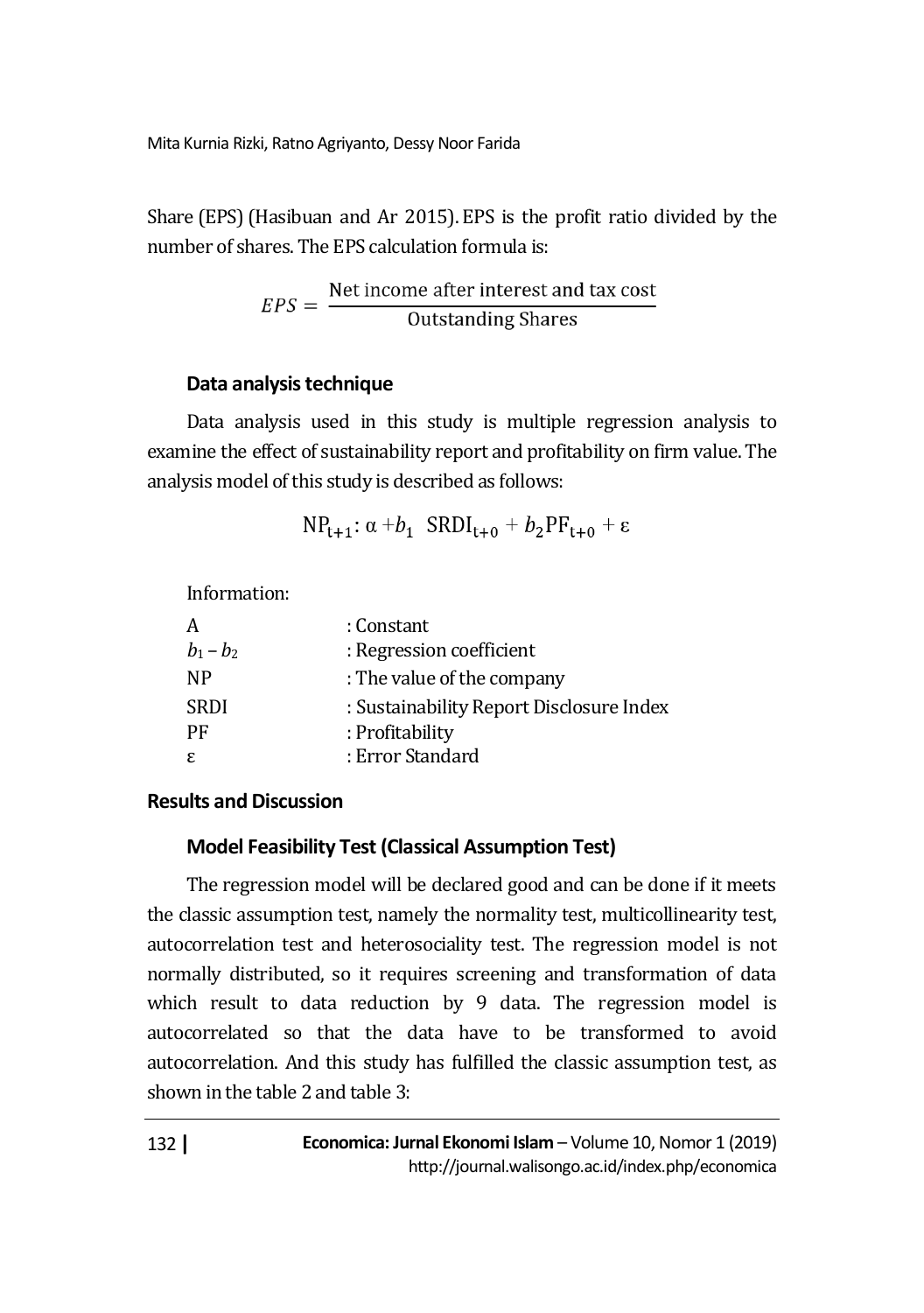Share (EPS) (Hasibuan and Ar 2015). EPS is the profit ratio divided by the number of shares. The EPS calculation formula is:

$$EPS = \frac{\text{Net income after interest and tax cost}}{\text{Outstanding Shares}}$$

### Data analysis technique

Data analysis used in this study is multiple regression analysis to examine the effect of sustainability report and profitability on firm value. The analysis model of this study is described as follows:

$$\text{NP}_{t+1}: \alpha + b_1 \ \text{SRDI}_{t+0} + b_2\text{PF}_{t+0} + \varepsilon$$

Information:

| | |
|---|---|
| A | : Constant |
| $b_1 - b_2$ | : Regression coefficient |
| NP | : The value of the company |
| SRDI | : Sustainability Report Disclosure Index |
| PF | : Profitability |
| ε | : Error Standard |

## Results and Discussion

### Model Feasibility Test (Classical Assumption Test)

The regression model will be declared good and can be done if it meets the classic assumption test, namely the normality test, multicollinearity test, autocorrelation test and heterosociality test. The regression model is not normally distributed, so it requires screening and transformation of data which result to data reduction by 9 data. The regression model is autocorrelated so that the data have to be transformed to avoid autocorrelation. And this study has fulfilled the classic assumption test, as shown in the table 2 and table 3: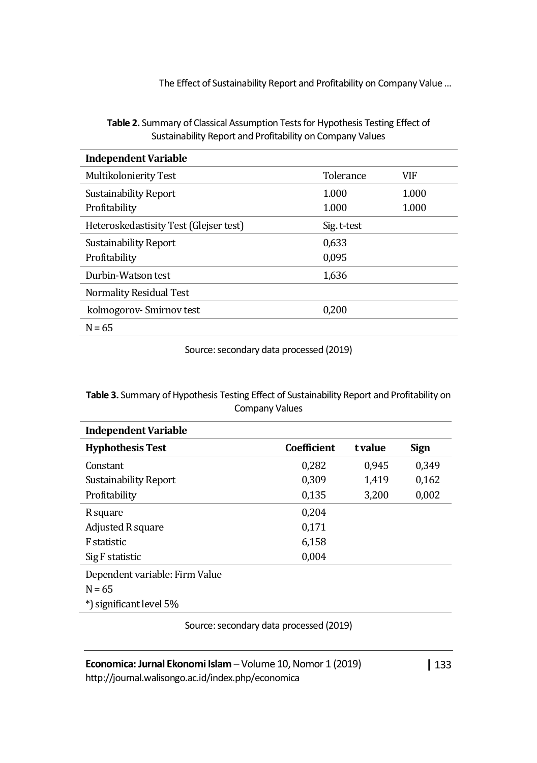**Table 2.** Summary of Classical Assumption Tests for Hypothesis Testing Effect of Sustainability Report and Profitability on Company Values

| **Independent Variable** | | |
|---|---|---|
| Multikolonierity Test | Tolerance | VIF |
| Sustainability Report | 1.000 | 1.000 |
| Profitability | 1.000 | 1.000 |
| Heteroskedastisity Test (Glejser test) | Sig. t-test | |
| Sustainability Report | 0,633 | |
| Profitability | 0,095 | |
| Durbin-Watson test | 1,636 | |
| Normality Residual Test | | |
| kolmogorov- Smirnov test | 0,200 | |
| N = 65 | | |

Source: secondary data processed (2019)

**Table 3.** Summary of Hypothesis Testing Effect of Sustainability Report and Profitability on Company Values

| **Independent Variable** | | | |
|---|---|---|---|
| **Hyphothesis Test** | **Coefficient** | **t value** | **Sign** |
| Constant | 0,282 | 0,945 | 0,349 |
| Sustainability Report | 0,309 | 1,419 | 0,162 |
| Profitability | 0,135 | 3,200 | 0,002 |
| R square | 0,204 | | |
| Adjusted R square | 0,171 | | |
| F statistic | 6,158 | | |
| Sig F statistic | 0,004 | | |
| Dependent variable: Firm Value | | | |
| N = 65 | | | |
| *) significant level 5% | | | |

Source: secondary data processed (2019)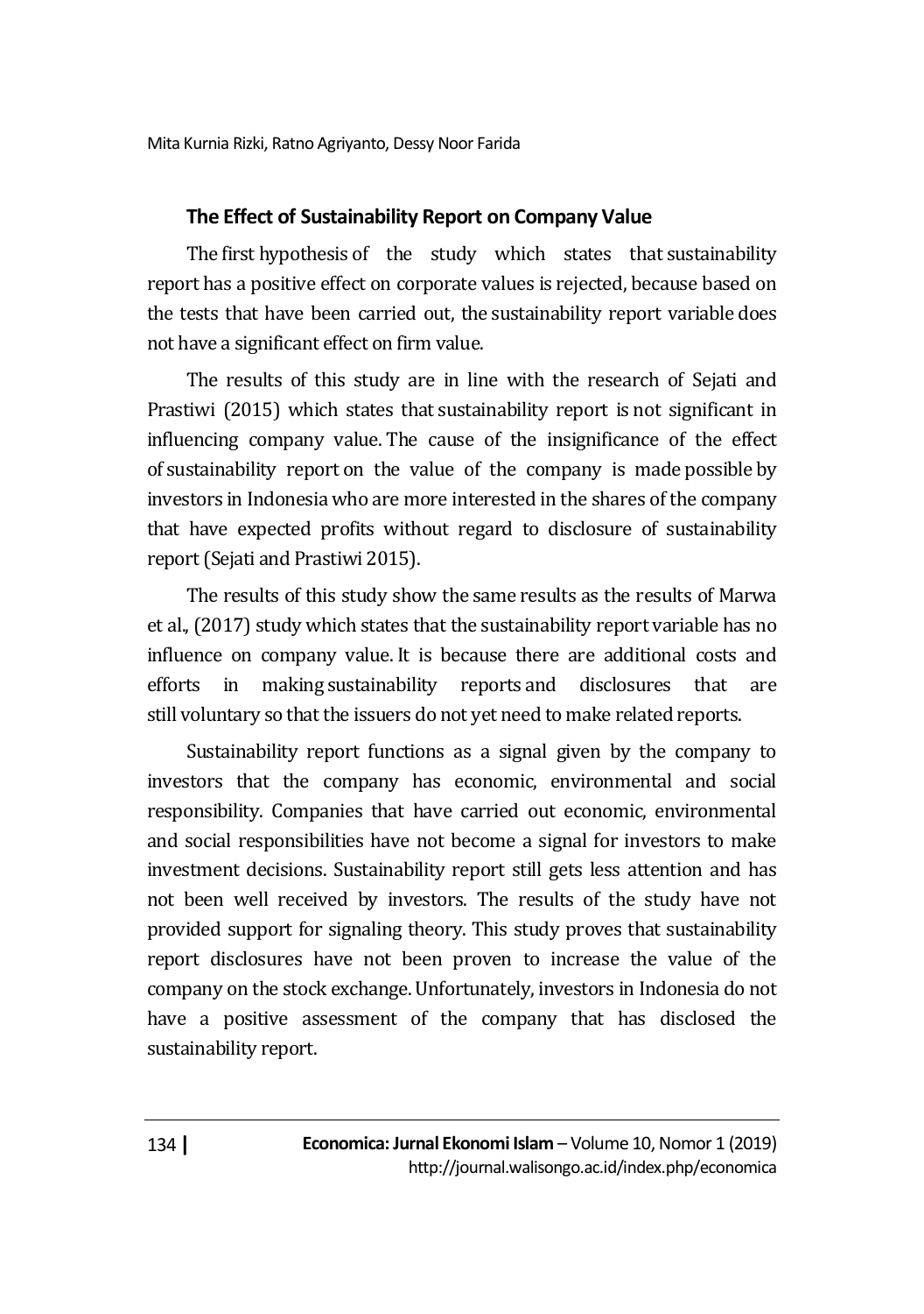### The Effect of Sustainability Report on Company Value

The first hypothesis of the study which states that sustainability report has a positive effect on corporate values is rejected, because based on the tests that have been carried out, the sustainability report variable does not have a significant effect on firm value.

The results of this study are in line with the research of Sejati and Prastiwi (2015) which states that sustainability report is not significant in influencing company value. The cause of the insignificance of the effect of sustainability report on the value of the company is made possible by investors in Indonesia who are more interested in the shares of the company that have expected profits without regard to disclosure of sustainability report (Sejati and Prastiwi 2015).

The results of this study show the same results as the results of Marwa et al., (2017) study which states that the sustainability report variable has no influence on company value. It is because there are additional costs and efforts in making sustainability reports and disclosures that are still voluntary so that the issuers do not yet need to make related reports.

Sustainability report functions as a signal given by the company to investors that the company has economic, environmental and social responsibility. Companies that have carried out economic, environmental and social responsibilities have not become a signal for investors to make investment decisions. Sustainability report still gets less attention and has not been well received by investors. The results of the study have not provided support for signaling theory. This study proves that sustainability report disclosures have not been proven to increase the value of the company on the stock exchange. Unfortunately, investors in Indonesia do not have a positive assessment of the company that has disclosed the sustainability report.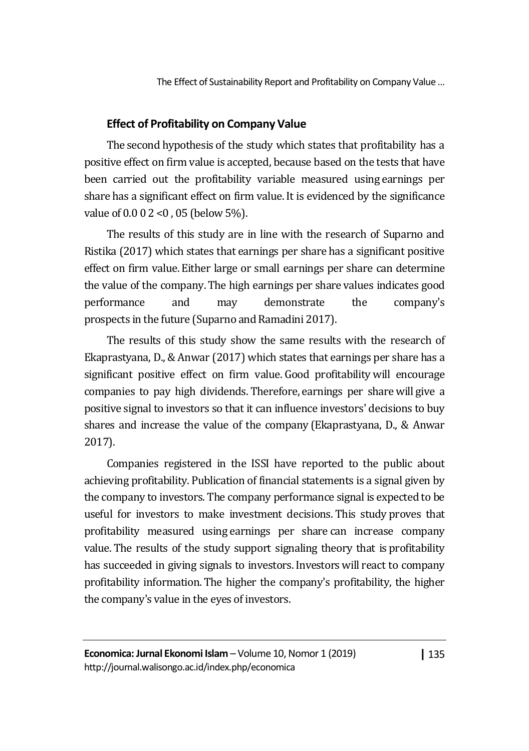### Effect of Profitability on Company Value

The second hypothesis of the study which states that profitability has a positive effect on firm value is accepted, because based on the tests that have been carried out the profitability variable measured using earnings per share has a significant effect on firm value. It is evidenced by the significance value of 0.0 0 2 <0 , 05 (below 5%).

The results of this study are in line with the research of Suparno and Ristika (2017) which states that earnings per share has a significant positive effect on firm value. Either large or small earnings per share can determine the value of the company. The high earnings per share values indicates good performance and may demonstrate the company's prospects in the future (Suparno and Ramadini 2017).

The results of this study show the same results with the research of Ekaprastyana, D., & Anwar (2017) which states that earnings per share has a significant positive effect on firm value. Good profitability will encourage companies to pay high dividends. Therefore, earnings per share will give a positive signal to investors so that it can influence investors' decisions to buy shares and increase the value of the company (Ekaprastyana, D., & Anwar 2017).

Companies registered in the ISSI have reported to the public about achieving profitability. Publication of financial statements is a signal given by the company to investors. The company performance signal is expected to be useful for investors to make investment decisions. This study proves that profitability measured using earnings per share can increase company value. The results of the study support signaling theory that is profitability has succeeded in giving signals to investors. Investors will react to company profitability information. The higher the company's profitability, the higher the company's value in the eyes of investors.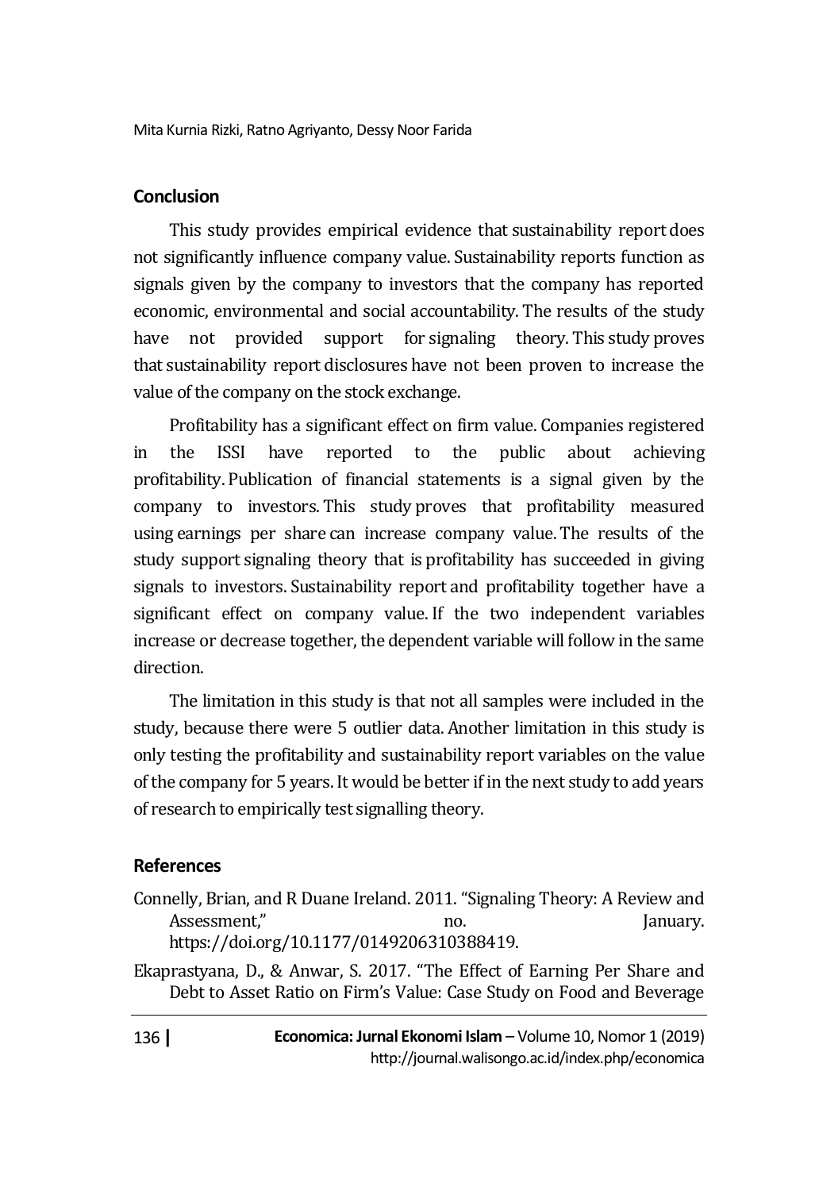## Conclusion

This study provides empirical evidence that sustainability report does not significantly influence company value. Sustainability reports function as signals given by the company to investors that the company has reported economic, environmental and social accountability. The results of the study have not provided support for signaling theory. This study proves that sustainability report disclosures have not been proven to increase the value of the company on the stock exchange.

Profitability has a significant effect on firm value. Companies registered in the ISSI have reported to the public about achieving profitability. Publication of financial statements is a signal given by the company to investors. This study proves that profitability measured using earnings per share can increase company value. The results of the study support signaling theory that is profitability has succeeded in giving signals to investors. Sustainability report and profitability together have a significant effect on company value. If the two independent variables increase or decrease together, the dependent variable will follow in the same direction.

The limitation in this study is that not all samples were included in the study, because there were 5 outlier data. Another limitation in this study is only testing the profitability and sustainability report variables on the value of the company for 5 years. It would be better if in the next study to add years of research to empirically test signalling theory.

## References

Connelly, Brian, and R Duane Ireland. 2011. "Signaling Theory: A Review and Assessment," no. January. https://doi.org/10.1177/0149206310388419.

Ekaprastyana, D., & Anwar, S. 2017. "The Effect of Earning Per Share and Debt to Asset Ratio on Firm's Value: Case Study on Food and Beverage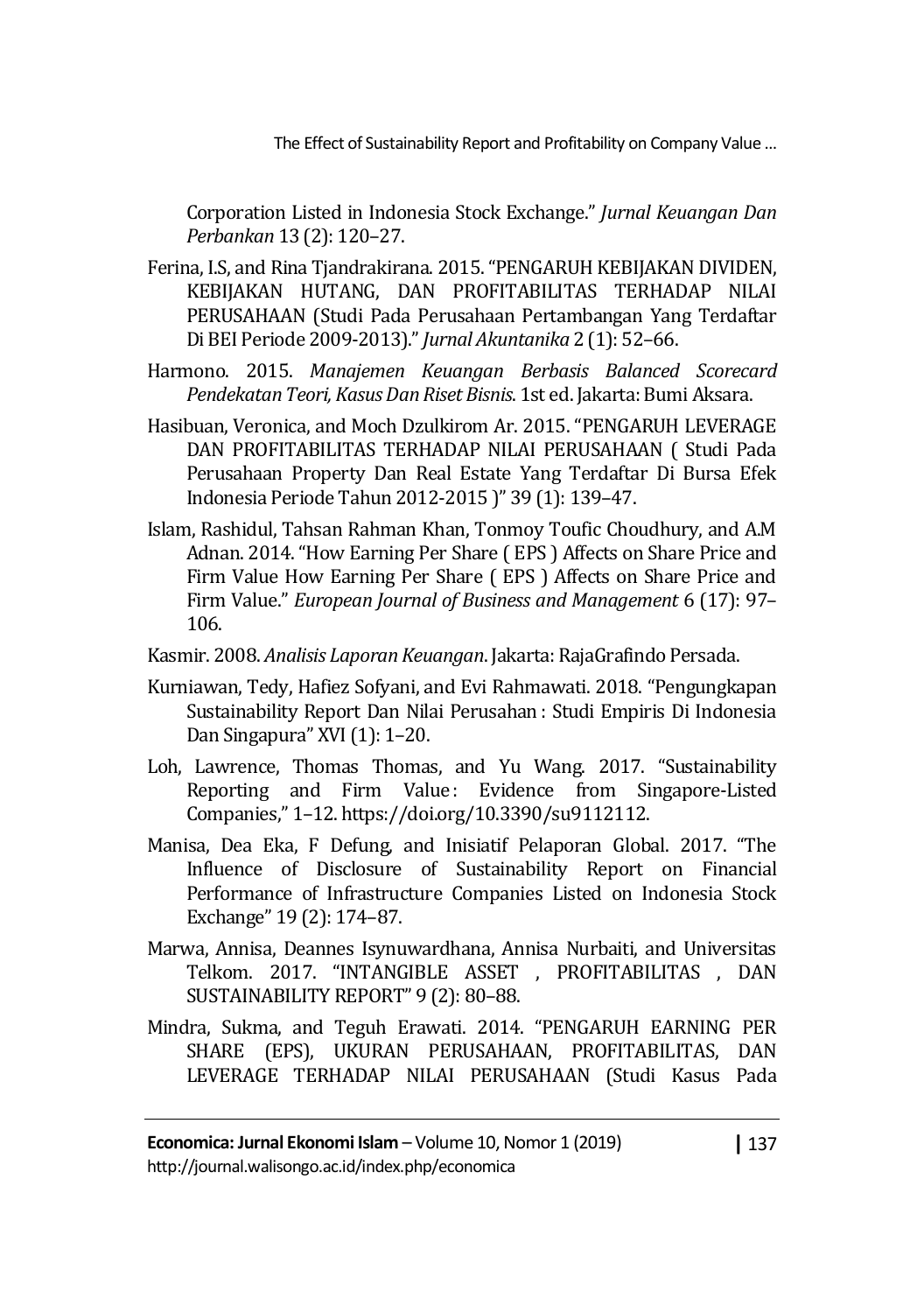Corporation Listed in Indonesia Stock Exchange." *Jurnal Keuangan Dan Perbankan* 13 (2): 120–27.

Ferina, I.S, and Rina Tjandrakirana. 2015. "PENGARUH KEBIJAKAN DIVIDEN, KEBIJAKAN HUTANG, DAN PROFITABILITAS TERHADAP NILAI PERUSAHAAN (Studi Pada Perusahaan Pertambangan Yang Terdaftar Di BEI Periode 2009-2013)." *Jurnal Akuntanika* 2 (1): 52–66.

Harmono. 2015. *Manajemen Keuangan Berbasis Balanced Scorecard Pendekatan Teori, Kasus Dan Riset Bisnis*. 1st ed. Jakarta: Bumi Aksara.

Hasibuan, Veronica, and Moch Dzulkirom Ar. 2015. "PENGARUH LEVERAGE DAN PROFITABILITAS TERHADAP NILAI PERUSAHAAN ( Studi Pada Perusahaan Property Dan Real Estate Yang Terdaftar Di Bursa Efek Indonesia Periode Tahun 2012-2015 )" 39 (1): 139–47.

Islam, Rashidul, Tahsan Rahman Khan, Tonmoy Toufic Choudhury, and A.M Adnan. 2014. "How Earning Per Share ( EPS ) Affects on Share Price and Firm Value How Earning Per Share ( EPS ) Affects on Share Price and Firm Value." *European Journal of Business and Management* 6 (17): 97–106.

Kasmir. 2008. *Analisis Laporan Keuangan*. Jakarta: RajaGrafindo Persada.

Kurniawan, Tedy, Hafiez Sofyani, and Evi Rahmawati. 2018. "Pengungkapan Sustainability Report Dan Nilai Perusahan : Studi Empiris Di Indonesia Dan Singapura" XVI (1): 1–20.

Loh, Lawrence, Thomas Thomas, and Yu Wang. 2017. "Sustainability Reporting and Firm Value : Evidence from Singapore-Listed Companies," 1–12. https://doi.org/10.3390/su9112112.

Manisa, Dea Eka, F Defung, and Inisiatif Pelaporan Global. 2017. "The Influence of Disclosure of Sustainability Report on Financial Performance of Infrastructure Companies Listed on Indonesia Stock Exchange" 19 (2): 174–87.

Marwa, Annisa, Deannes Isynuwardhana, Annisa Nurbaiti, and Universitas Telkom. 2017. "INTANGIBLE ASSET , PROFITABILITAS , DAN SUSTAINABILITY REPORT" 9 (2): 80–88.

Mindra, Sukma, and Teguh Erawati. 2014. "PENGARUH EARNING PER SHARE (EPS), UKURAN PERUSAHAAN, PROFITABILITAS, DAN LEVERAGE TERHADAP NILAI PERUSAHAAN (Studi Kasus Pada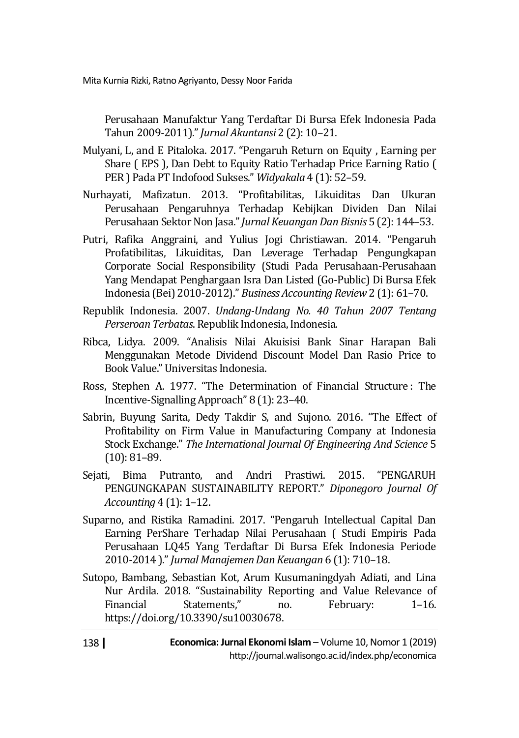Perusahaan Manufaktur Yang Terdaftar Di Bursa Efek Indonesia Pada Tahun 2009-2011)." *Jurnal Akuntansi* 2 (2): 10–21.

Mulyani, L, and E Pitaloka. 2017. "Pengaruh Return on Equity , Earning per Share ( EPS ), Dan Debt to Equity Ratio Terhadap Price Earning Ratio ( PER ) Pada PT Indofood Sukses." *Widyakala* 4 (1): 52–59.

Nurhayati, Mafizatun. 2013. "Profitabilitas, Likuiditas Dan Ukuran Perusahaan Pengaruhnya Terhadap Kebijkan Dividen Dan Nilai Perusahaan Sektor Non Jasa." *Jurnal Keuangan Dan Bisnis* 5 (2): 144–53.

Putri, Rafika Anggraini, and Yulius Jogi Christiawan. 2014. "Pengaruh Profatibilitas, Likuiditas, Dan Leverage Terhadap Pengungkapan Corporate Social Responsibility (Studi Pada Perusahaan-Perusahaan Yang Mendapat Penghargaan Isra Dan Listed (Go-Public) Di Bursa Efek Indonesia (Bei) 2010-2012)." *Business Accounting Review* 2 (1): 61–70.

Republik Indonesia. 2007. *Undang-Undang No. 40 Tahun 2007 Tentang Perseroan Terbatas*. Republik Indonesia, Indonesia.

Ribca, Lidya. 2009. "Analisis Nilai Akuisisi Bank Sinar Harapan Bali Menggunakan Metode Dividend Discount Model Dan Rasio Price to Book Value." Universitas Indonesia.

Ross, Stephen A. 1977. "The Determination of Financial Structure : The Incentive-Signalling Approach" 8 (1): 23–40.

Sabrin, Buyung Sarita, Dedy Takdir S, and Sujono. 2016. "The Effect of Profitability on Firm Value in Manufacturing Company at Indonesia Stock Exchange." *The International Journal Of Engineering And Science* 5 (10): 81–89.

Sejati, Bima Putranto, and Andri Prastiwi. 2015. "PENGARUH PENGUNGKAPAN SUSTAINABILITY REPORT." *Diponegoro Journal Of Accounting* 4 (1): 1–12.

Suparno, and Ristika Ramadini. 2017. "Pengaruh Intellectual Capital Dan Earning PerShare Terhadap Nilai Perusahaan ( Studi Empiris Pada Perusahaan LQ45 Yang Terdaftar Di Bursa Efek Indonesia Periode 2010-2014 )." *Jurnal Manajemen Dan Keuangan* 6 (1): 710–18.

Sutopo, Bambang, Sebastian Kot, Arum Kusumaningdyah Adiati, and Lina Nur Ardila. 2018. "Sustainability Reporting and Value Relevance of Financial Statements," no. February: 1–16. https://doi.org/10.3390/su10030678.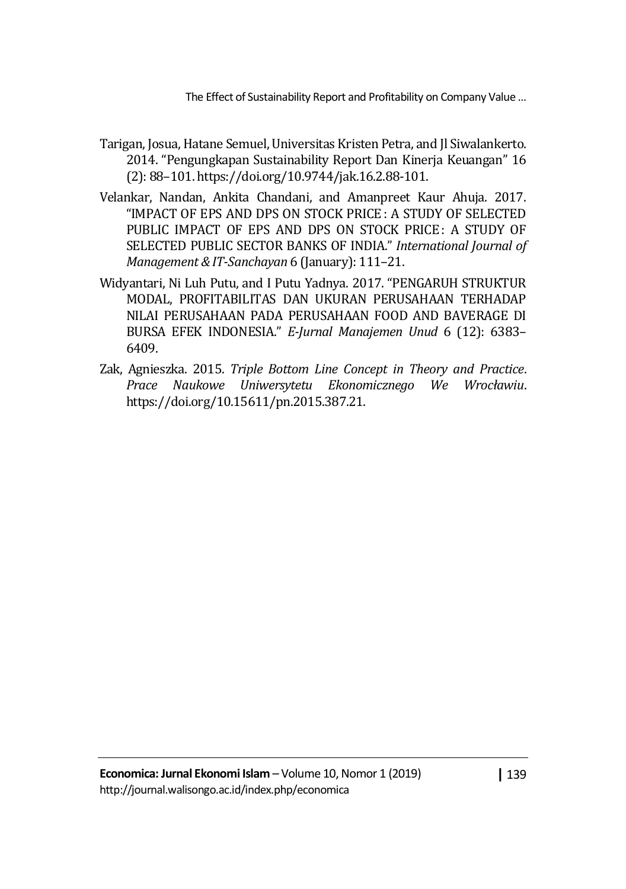Tarigan, Josua, Hatane Semuel, Universitas Kristen Petra, and Jl Siwalankerto. 2014. "Pengungkapan Sustainability Report Dan Kinerja Keuangan" 16 (2): 88–101. https://doi.org/10.9744/jak.16.2.88-101.

Velankar, Nandan, Ankita Chandani, and Amanpreet Kaur Ahuja. 2017. "IMPACT OF EPS AND DPS ON STOCK PRICE : A STUDY OF SELECTED PUBLIC IMPACT OF EPS AND DPS ON STOCK PRICE : A STUDY OF SELECTED PUBLIC SECTOR BANKS OF INDIA." *International Journal of Management & IT-Sanchayan* 6 (January): 111–21.

Widyantari, Ni Luh Putu, and I Putu Yadnya. 2017. "PENGARUH STRUKTUR MODAL, PROFITABILITAS DAN UKURAN PERUSAHAAN TERHADAP NILAI PERUSAHAAN PADA PERUSAHAAN FOOD AND BAVERAGE DI BURSA EFEK INDONESIA." *E-Jurnal Manajemen Unud* 6 (12): 6383–6409.

Zak, Agnieszka. 2015. *Triple Bottom Line Concept in Theory and Practice*. *Prace Naukowe Uniwersytetu Ekonomicznego We Wrocławiu*. https://doi.org/10.15611/pn.2015.387.21.